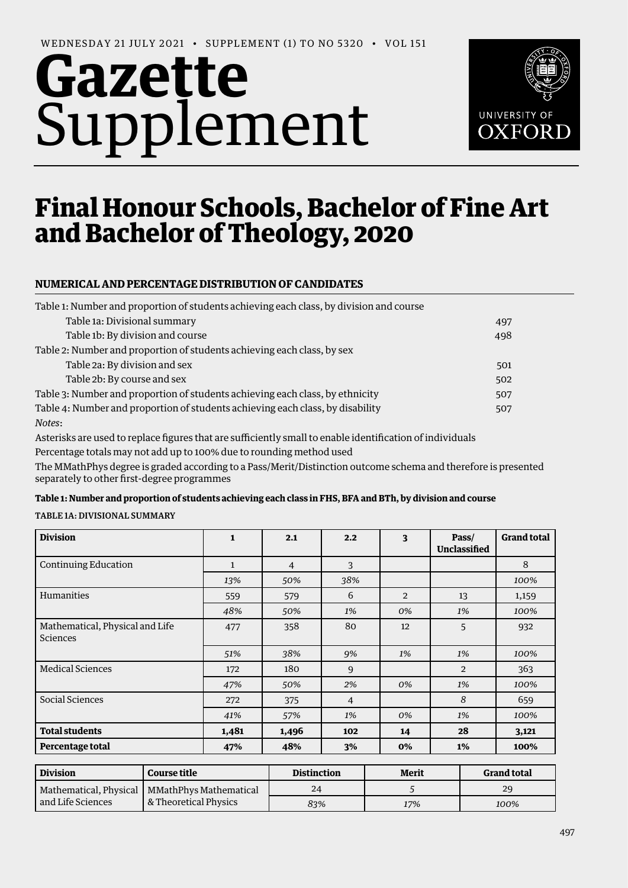WEDNESDAY 21 JULY 2021 • SUPPLEMENT (1) TO NO 5320 • VOL 151

# Gazette Supplement

# Final Honour Schools, Bachelor of Fine Art and Bachelor of Theology, 2020

## NUMERICAL AND PERCENTAGE DISTRIBUTION OF CANDIDATES

| | |
|---|---|
| Table 1: Number and proportion of students achieving each class, by division and course | |
| Table 1a: Divisional summary | 497 |
| Table 1b: By division and course | 498 |
| Table 2: Number and proportion of students achieving each class, by sex | |
| Table 2a: By division and sex | 501 |
| Table 2b: By course and sex | 502 |
| Table 3: Number and proportion of students achieving each class, by ethnicity | 507 |
| Table 4: Number and proportion of students achieving each class, by disability | 507 |

*Notes*:

Asterisks are used to replace figures that are sufficiently small to enable identification of individuals

Percentage totals may not add up to 100% due to rounding method used

The MMathPhys degree is graded according to a Pass/Merit/Distinction outcome schema and therefore is presented separately to other first-degree programmes

### Table 1: Number and proportion of students achieving each class in FHS, BFA and BTh, by division and course

#### TABLE 1A: DIVISIONAL SUMMARY

| Division | 1 | 2.1 | 2.2 | 3 | Pass/ Unclassified | Grand total |
|---|---|---|---|---|---|---|
| Continuing Education | 1 | 4 | 3 | | | 8 |
| | *13%* | *50%* | *38%* | | | *100%* |
| Humanities | 559 | 579 | 6 | 2 | 13 | 1,159 |
| | *48%* | *50%* | *1%* | *0%* | *1%* | *100%* |
| Mathematical, Physical and Life Sciences | 477 | 358 | 80 | 12 | 5 | 932 |
| | *51%* | *38%* | *9%* | *1%* | *1%* | *100%* |
| Medical Sciences | 172 | 180 | 9 | | 2 | 363 |
| | *47%* | *50%* | *2%* | *0%* | *1%* | *100%* |
| Social Sciences | 272 | 375 | 4 | | *8* | 659 |
| | *41%* | *57%* | *1%* | *0%* | *1%* | *100%* |
| **Total students** | **1,481** | **1,496** | **102** | **14** | **28** | **3,121** |
| **Percentage total** | **47%** | **48%** | **3%** | **0%** | **1%** | **100%** |

| Division | Course title | Distinction | Merit | Grand total |
|---|---|---|---|---|
| Mathematical, Physical and Life Sciences | MMathPhys Mathematical & Theoretical Physics | 24 | *5* | 29 |
| | | *83%* | *17%* | *100%* |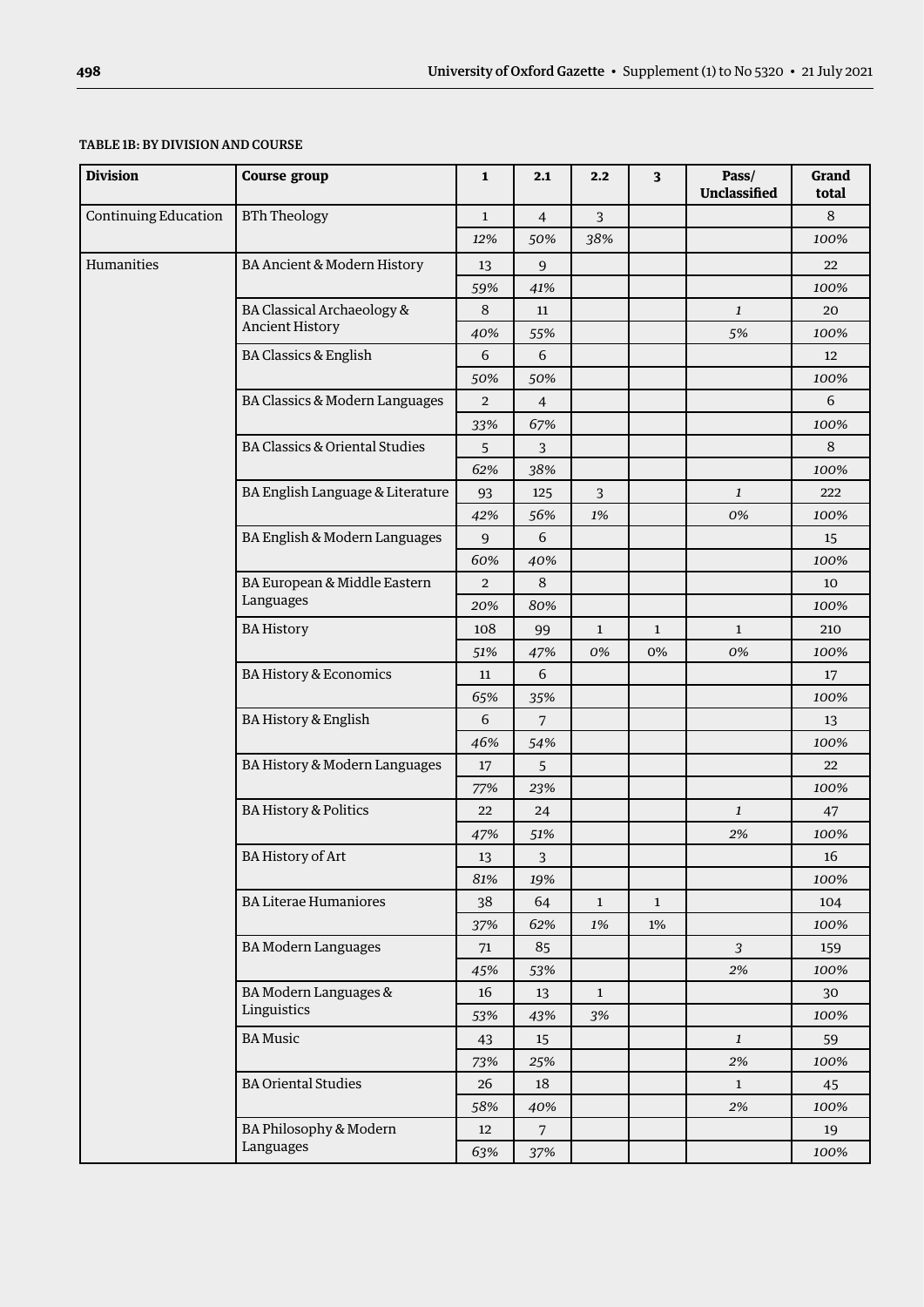**TABLE 1B: BY DIVISION AND COURSE**

| Division | Course group | 1 | 2.1 | 2.2 | 3 | Pass/ Unclassified | Grand total |
|---|---|---|---|---|---|---|---|
| Continuing Education | BTh Theology | 1 | 4 | 3 | | | 8 |
| | | *12%* | *50%* | *38%* | | | *100%* |
| Humanities | BA Ancient & Modern History | 13 | 9 | | | | 22 |
| | | *59%* | *41%* | | | | *100%* |
| | BA Classical Archaeology & Ancient History | 8 | 11 | | | *1* | 20 |
| | | *40%* | *55%* | | | *5%* | *100%* |
| | BA Classics & English | 6 | 6 | | | | 12 |
| | | *50%* | *50%* | | | | *100%* |
| | BA Classics & Modern Languages | 2 | 4 | | | | 6 |
| | | *33%* | *67%* | | | | *100%* |
| | BA Classics & Oriental Studies | 5 | 3 | | | | 8 |
| | | *62%* | *38%* | | | | *100%* |
| | BA English Language & Literature | 93 | 125 | 3 | | *1* | 222 |
| | | *42%* | *56%* | *1%* | | *0%* | *100%* |
| | BA English & Modern Languages | 9 | 6 | | | | 15 |
| | | *60%* | *40%* | | | | *100%* |
| | BA European & Middle Eastern Languages | 2 | 8 | | | | 10 |
| | | *20%* | *80%* | | | | *100%* |
| | BA History | 108 | 99 | 1 | 1 | 1 | 210 |
| | | *51%* | *47%* | *0%* | *0%* | *0%* | *100%* |
| | BA History & Economics | 11 | 6 | | | | 17 |
| | | *65%* | *35%* | | | | *100%* |
| | BA History & English | 6 | 7 | | | | 13 |
| | | *46%* | *54%* | | | | *100%* |
| | BA History & Modern Languages | 17 | 5 | | | | 22 |
| | | *77%* | *23%* | | | | *100%* |
| | BA History & Politics | 22 | 24 | | | *1* | 47 |
| | | *47%* | *51%* | | | *2%* | *100%* |
| | BA History of Art | 13 | 3 | | | | 16 |
| | | *81%* | *19%* | | | | *100%* |
| | BA Literae Humaniores | 38 | 64 | 1 | 1 | | 104 |
| | | *37%* | *62%* | *1%* | *1%* | | *100%* |
| | BA Modern Languages | 71 | 85 | | | *3* | 159 |
| | | *45%* | *53%* | | | *2%* | *100%* |
| | BA Modern Languages & Linguistics | 16 | 13 | 1 | | | 30 |
| | | *53%* | *43%* | *3%* | | | *100%* |
| | BA Music | 43 | 15 | | | *1* | 59 |
| | | *73%* | *25%* | | | *2%* | *100%* |
| | BA Oriental Studies | 26 | 18 | | | 1 | 45 |
| | | *58%* | *40%* | | | *2%* | *100%* |
| | BA Philosophy & Modern Languages | 12 | 7 | | | | 19 |
| | | *63%* | *37%* | | | | *100%* |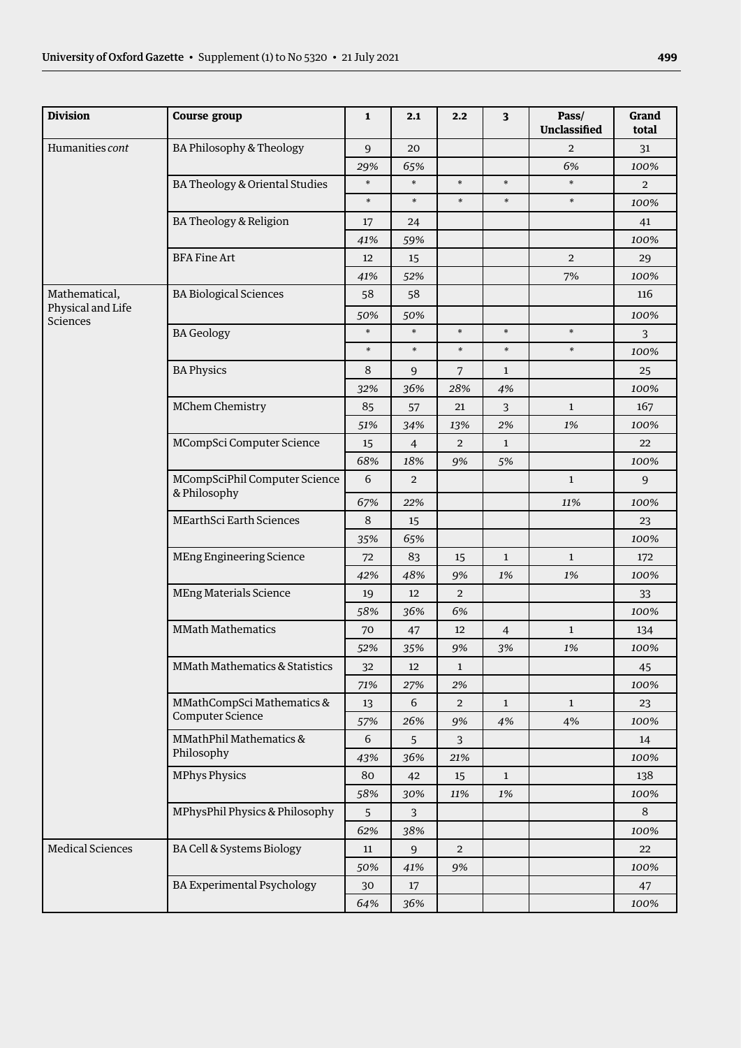| Division | Course group | 1 | 2.1 | 2.2 | 3 | Pass/ Unclassified | Grand total |
|---|---|---|---|---|---|---|---|
| Humanities *cont* | BA Philosophy & Theology | 9 | 20 | | | 2 | 31 |
| | | *29%* | *65%* | | | *6%* | *100%* |
| | BA Theology & Oriental Studies | * | * | * | * | * | 2 |
| | | * | * | * | * | * | *100%* |
| | BA Theology & Religion | 17 | 24 | | | | 41 |
| | | *41%* | *59%* | | | | *100%* |
| | BFA Fine Art | 12 | 15 | | | 2 | 29 |
| | | *41%* | *52%* | | | *7%* | *100%* |
| Mathematical, Physical and Life Sciences | BA Biological Sciences | 58 | 58 | | | | 116 |
| | | *50%* | *50%* | | | | *100%* |
| | BA Geology | * | * | * | * | * | 3 |
| | | * | * | * | * | * | *100%* |
| | BA Physics | 8 | 9 | 7 | 1 | | 25 |
| | | *32%* | *36%* | *28%* | *4%* | | *100%* |
| | MChem Chemistry | 85 | 57 | 21 | 3 | 1 | 167 |
| | | *51%* | *34%* | *13%* | *2%* | *1%* | *100%* |
| | MCompSci Computer Science | 15 | 4 | 2 | 1 | | 22 |
| | | *68%* | *18%* | *9%* | *5%* | | *100%* |
| | MCompSciPhil Computer Science & Philosophy | 6 | 2 | | | 1 | 9 |
| | | *67%* | *22%* | | | *11%* | *100%* |
| | MEarthSci Earth Sciences | 8 | 15 | | | | 23 |
| | | *35%* | *65%* | | | | *100%* |
| | MEng Engineering Science | 72 | 83 | 15 | 1 | 1 | 172 |
| | | *42%* | *48%* | *9%* | *1%* | *1%* | *100%* |
| | MEng Materials Science | 19 | 12 | 2 | | | 33 |
| | | *58%* | *36%* | *6%* | | | *100%* |
| | MMath Mathematics | 70 | 47 | 12 | 4 | 1 | 134 |
| | | *52%* | *35%* | *9%* | *3%* | *1%* | *100%* |
| | MMath Mathematics & Statistics | 32 | 12 | 1 | | | 45 |
| | | *71%* | *27%* | *2%* | | | *100%* |
| | MMathCompSci Mathematics & Computer Science | 13 | 6 | 2 | 1 | 1 | 23 |
| | | *57%* | *26%* | *9%* | *4%* | *4%* | *100%* |
| | MMathPhil Mathematics & Philosophy | 6 | 5 | 3 | | | 14 |
| | | *43%* | *36%* | *21%* | | | *100%* |
| | MPhys Physics | 80 | 42 | 15 | 1 | | 138 |
| | | *58%* | *30%* | *11%* | *1%* | | *100%* |
| | MPhysPhil Physics & Philosophy | 5 | 3 | | | | 8 |
| | | *62%* | *38%* | | | | *100%* |
| Medical Sciences | BA Cell & Systems Biology | 11 | 9 | 2 | | | 22 |
| | | *50%* | *41%* | *9%* | | | *100%* |
| | BA Experimental Psychology | 30 | 17 | | | | 47 |
| | | *64%* | *36%* | | | | *100%* |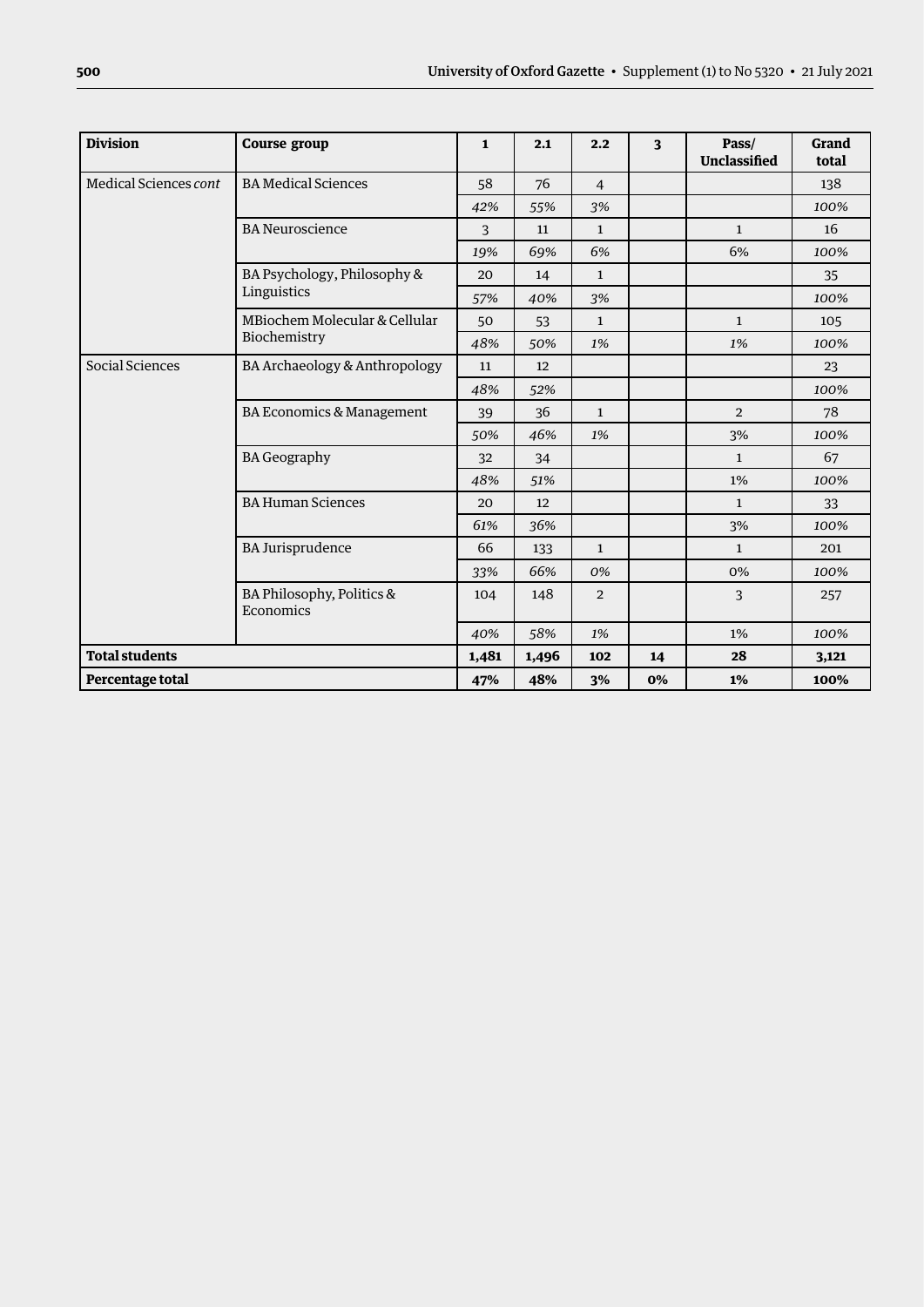| Division | Course group | 1 | 2.1 | 2.2 | 3 | Pass/ Unclassified | Grand total |
|---|---|---|---|---|---|---|---|
| Medical Sciences *cont* | BA Medical Sciences | 58 | 76 | 4 | | | 138 |
| | | *42%* | *55%* | *3%* | | | *100%* |
| | BA Neuroscience | 3 | 11 | 1 | | 1 | 16 |
| | | *19%* | *69%* | *6%* | | 6% | *100%* |
| | BA Psychology, Philosophy & Linguistics | 20 | 14 | 1 | | | 35 |
| | | *57%* | *40%* | *3%* | | | *100%* |
| | MBiochem Molecular & Cellular Biochemistry | 50 | 53 | 1 | | 1 | 105 |
| | | *48%* | *50%* | *1%* | | *1%* | *100%* |
| Social Sciences | BA Archaeology & Anthropology | 11 | 12 | | | | 23 |
| | | *48%* | *52%* | | | | *100%* |
| | BA Economics & Management | 39 | 36 | 1 | | 2 | 78 |
| | | *50%* | *46%* | *1%* | | 3% | *100%* |
| | BA Geography | 32 | 34 | | | 1 | 67 |
| | | *48%* | *51%* | | | 1% | *100%* |
| | BA Human Sciences | 20 | 12 | | | 1 | 33 |
| | | *61%* | *36%* | | | 3% | *100%* |
| | BA Jurisprudence | 66 | 133 | 1 | | 1 | 201 |
| | | *33%* | *66%* | *0%* | | 0% | *100%* |
| | BA Philosophy, Politics & Economics | 104 | 148 | 2 | | 3 | 257 |
| | | *40%* | *58%* | *1%* | | 1% | *100%* |
| **Total students** | | **1,481** | **1,496** | **102** | **14** | **28** | **3,121** |
| **Percentage total** | | **47%** | **48%** | **3%** | **0%** | **1%** | **100%** |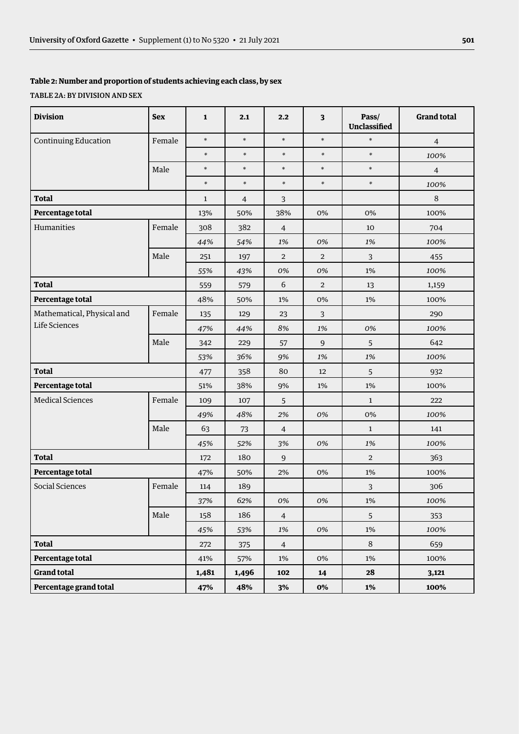### Table 2: Number and proportion of students achieving each class, by sex

TABLE 2A: BY DIVISION AND SEX

| Division | Sex | 1 | 2.1 | 2.2 | 3 | Pass/ Unclassified | Grand total |
|---|---|---|---|---|---|---|---|
| Continuing Education | Female | * | * | * | * | * | 4 |
| | | * | * | * | * | * | *100%* |
| | Male | * | * | * | * | * | 4 |
| | | * | * | * | * | * | *100%* |
| **Total** | | 1 | 4 | 3 | | | 8 |
| **Percentage total** | | 13% | 50% | 38% | 0% | 0% | 100% |
| Humanities | Female | 308 | 382 | 4 | | 10 | 704 |
| | | *44%* | *54%* | *1%* | *0%* | *1%* | *100%* |
| | Male | 251 | 197 | 2 | 2 | 3 | 455 |
| | | *55%* | *43%* | *0%* | *0%* | 1% | *100%* |
| **Total** | | 559 | 579 | 6 | 2 | 13 | 1,159 |
| **Percentage total** | | 48% | 50% | 1% | 0% | 1% | 100% |
| Mathematical, Physical and Life Sciences | Female | 135 | 129 | 23 | 3 | | 290 |
| | | *47%* | *44%* | *8%* | *1%* | *0%* | *100%* |
| | Male | 342 | 229 | 57 | 9 | 5 | 642 |
| | | *53%* | *36%* | *9%* | *1%* | *1%* | *100%* |
| **Total** | | 477 | 358 | 80 | 12 | 5 | 932 |
| **Percentage total** | | 51% | 38% | 9% | 1% | 1% | 100% |
| Medical Sciences | Female | 109 | 107 | 5 | | 1 | 222 |
| | | *49%* | *48%* | *2%* | *0%* | 0% | *100%* |
| | Male | 63 | 73 | 4 | | 1 | 141 |
| | | *45%* | *52%* | *3%* | *0%* | *1%* | *100%* |
| **Total** | | 172 | 180 | 9 | | 2 | 363 |
| **Percentage total** | | 47% | 50% | 2% | 0% | 1% | 100% |
| Social Sciences | Female | 114 | 189 | | | 3 | 306 |
| | | *37%* | *62%* | *0%* | *0%* | 1% | *100%* |
| | Male | 158 | 186 | 4 | | 5 | 353 |
| | | *45%* | *53%* | *1%* | *0%* | 1% | *100%* |
| **Total** | | 272 | 375 | 4 | | 8 | 659 |
| **Percentage total** | | 41% | 57% | 1% | 0% | 1% | 100% |
| **Grand total** | | **1,481** | **1,496** | **102** | **14** | **28** | **3,121** |
| **Percentage grand total** | | **47%** | **48%** | **3%** | **0%** | **1%** | **100%** |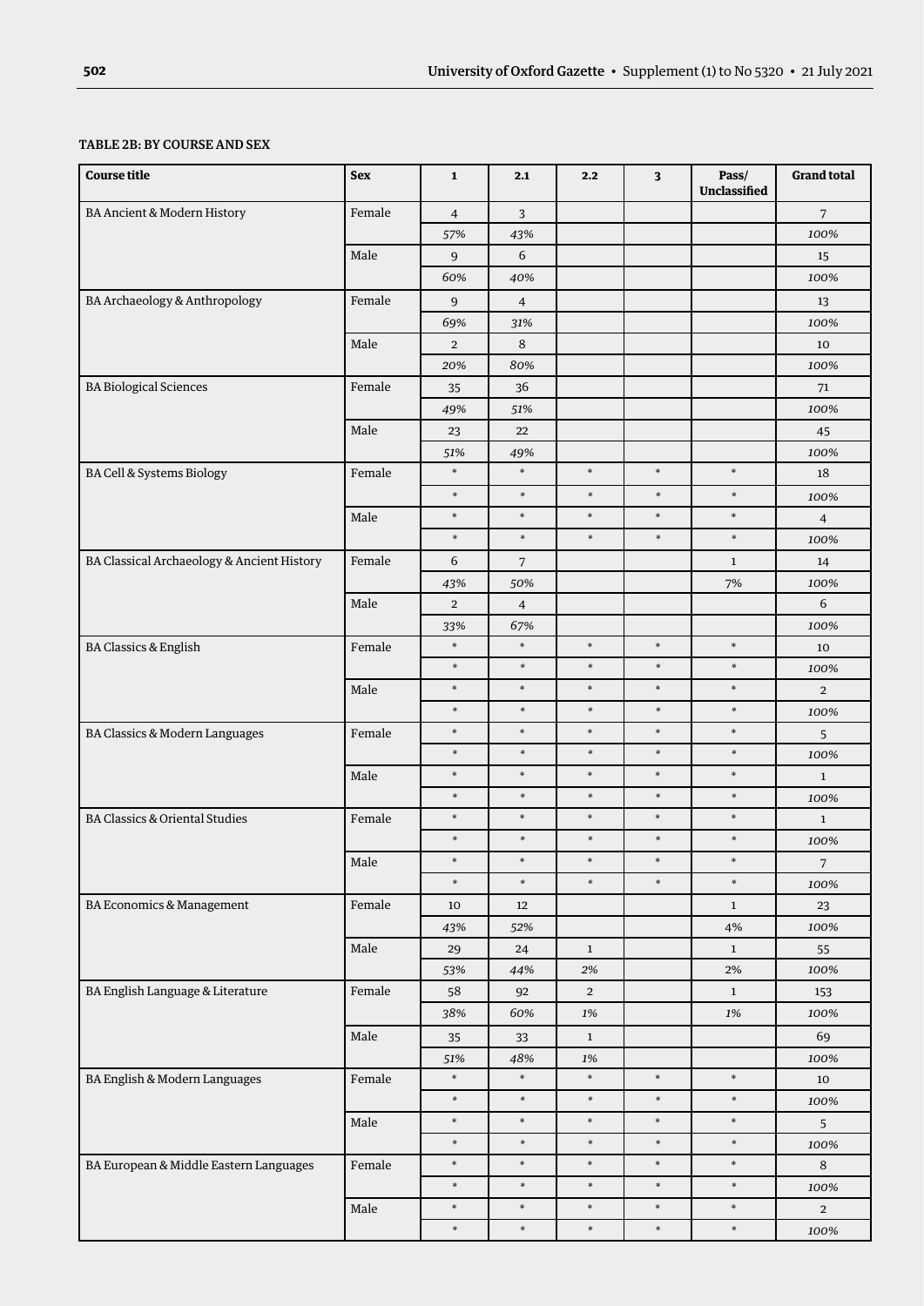**TABLE 2B: BY COURSE AND SEX**

| Course title | Sex | 1 | 2.1 | 2.2 | 3 | Pass/ Unclassified | Grand total |
|---|---|---|---|---|---|---|---|
| BA Ancient & Modern History | Female | 4 | 3 | | | | 7 |
| | | *57%* | *43%* | | | | *100%* |
| | Male | 9 | 6 | | | | 15 |
| | | *60%* | *40%* | | | | *100%* |
| BA Archaeology & Anthropology | Female | 9 | 4 | | | | 13 |
| | | *69%* | *31%* | | | | *100%* |
| | Male | 2 | 8 | | | | 10 |
| | | *20%* | *80%* | | | | *100%* |
| BA Biological Sciences | Female | 35 | 36 | | | | 71 |
| | | *49%* | *51%* | | | | *100%* |
| | Male | 23 | 22 | | | | 45 |
| | | *51%* | *49%* | | | | *100%* |
| BA Cell & Systems Biology | Female | * | * | * | * | * | 18 |
| | | * | * | * | * | * | *100%* |
| | Male | * | * | * | * | * | 4 |
| | | * | * | * | * | * | *100%* |
| BA Classical Archaeology & Ancient History | Female | 6 | 7 | | | 1 | 14 |
| | | *43%* | *50%* | | | *7%* | *100%* |
| | Male | 2 | 4 | | | | 6 |
| | | *33%* | *67%* | | | | *100%* |
| BA Classics & English | Female | * | * | * | * | * | 10 |
| | | * | * | * | * | * | *100%* |
| | Male | * | * | * | * | * | 2 |
| | | * | * | * | * | * | *100%* |
| BA Classics & Modern Languages | Female | * | * | * | * | * | 5 |
| | | * | * | * | * | * | *100%* |
| | Male | * | * | * | * | * | 1 |
| | | * | * | * | * | * | *100%* |
| BA Classics & Oriental Studies | Female | * | * | * | * | * | 1 |
| | | * | * | * | * | * | *100%* |
| | Male | * | * | * | * | * | 7 |
| | | * | * | * | * | * | *100%* |
| BA Economics & Management | Female | 10 | 12 | | | 1 | 23 |
| | | *43%* | *52%* | | | *4%* | *100%* |
| | Male | 29 | 24 | 1 | | 1 | 55 |
| | | *53%* | *44%* | *2%* | | *2%* | *100%* |
| BA English Language & Literature | Female | 58 | 92 | 2 | | 1 | 153 |
| | | *38%* | *60%* | *1%* | | *1%* | *100%* |
| | Male | 35 | 33 | 1 | | | 69 |
| | | *51%* | *48%* | *1%* | | | *100%* |
| BA English & Modern Languages | Female | * | * | * | * | * | 10 |
| | | * | * | * | * | * | *100%* |
| | Male | * | * | * | * | * | 5 |
| | | * | * | * | * | * | *100%* |
| BA European & Middle Eastern Languages | Female | * | * | * | * | * | 8 |
| | | * | * | * | * | * | *100%* |
| | Male | * | * | * | * | * | 2 |
| | | * | * | * | * | * | *100%* |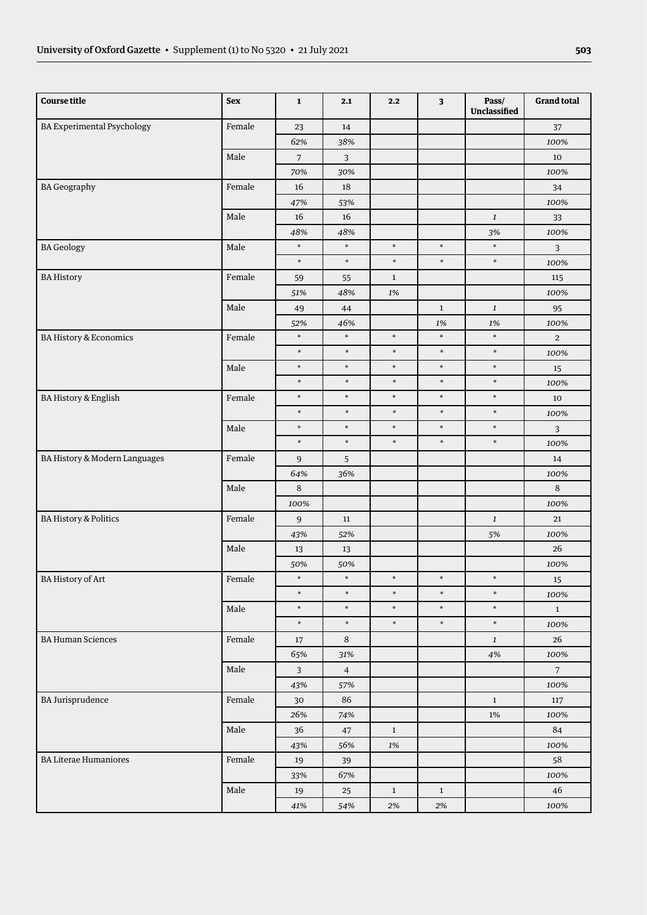| Course title | Sex | 1 | 2.1 | 2.2 | 3 | Pass/ Unclassified | Grand total |
|---|---|---|---|---|---|---|---|
| BA Experimental Psychology | Female | 23 | 14 | | | | 37 |
| | | *62%* | *38%* | | | | *100%* |
| | Male | 7 | 3 | | | | 10 |
| | | *70%* | *30%* | | | | *100%* |
| BA Geography | Female | 16 | 18 | | | | 34 |
| | | *47%* | *53%* | | | | *100%* |
| | Male | 16 | 16 | | | *1* | 33 |
| | | *48%* | *48%* | | | *3%* | *100%* |
| BA Geology | Male | * | * | * | * | * | 3 |
| | | * | * | * | * | * | *100%* |
| BA History | Female | 59 | 55 | 1 | | | 115 |
| | | *51%* | *48%* | *1%* | | | *100%* |
| | Male | 49 | 44 | | 1 | *1* | 95 |
| | | *52%* | *46%* | | *1%* | *1%* | *100%* |
| BA History & Economics | Female | * | * | * | * | * | 2 |
| | | * | * | * | * | * | *100%* |
| | Male | * | * | * | * | * | 15 |
| | | * | * | * | * | * | *100%* |
| BA History & English | Female | * | * | * | * | * | 10 |
| | | * | * | * | * | * | *100%* |
| | Male | * | * | * | * | * | 3 |
| | | * | * | * | * | * | *100%* |
| BA History & Modern Languages | Female | 9 | 5 | | | | 14 |
| | | *64%* | *36%* | | | | *100%* |
| | Male | 8 | | | | | 8 |
| | | *100%* | | | | | *100%* |
| BA History & Politics | Female | 9 | 11 | | | *1* | 21 |
| | | *43%* | *52%* | | | *5%* | *100%* |
| | Male | 13 | 13 | | | | 26 |
| | | *50%* | *50%* | | | | *100%* |
| BA History of Art | Female | * | * | * | * | * | 15 |
| | | * | * | * | * | * | *100%* |
| | Male | * | * | * | * | * | 1 |
| | | * | * | * | * | * | *100%* |
| BA Human Sciences | Female | 17 | 8 | | | *1* | 26 |
| | | *65%* | *31%* | | | *4%* | *100%* |
| | Male | 3 | 4 | | | | 7 |
| | | *43%* | *57%* | | | | *100%* |
| BA Jurisprudence | Female | 30 | 86 | | | 1 | 117 |
| | | *26%* | *74%* | | | 1% | *100%* |
| | Male | 36 | 47 | 1 | | | 84 |
| | | *43%* | *56%* | *1%* | | | *100%* |
| BA Literae Humaniores | Female | 19 | 39 | | | | 58 |
| | | *33%* | *67%* | | | | *100%* |
| | Male | 19 | 25 | 1 | 1 | | 46 |
| | | *41%* | *54%* | *2%* | *2%* | | *100%* |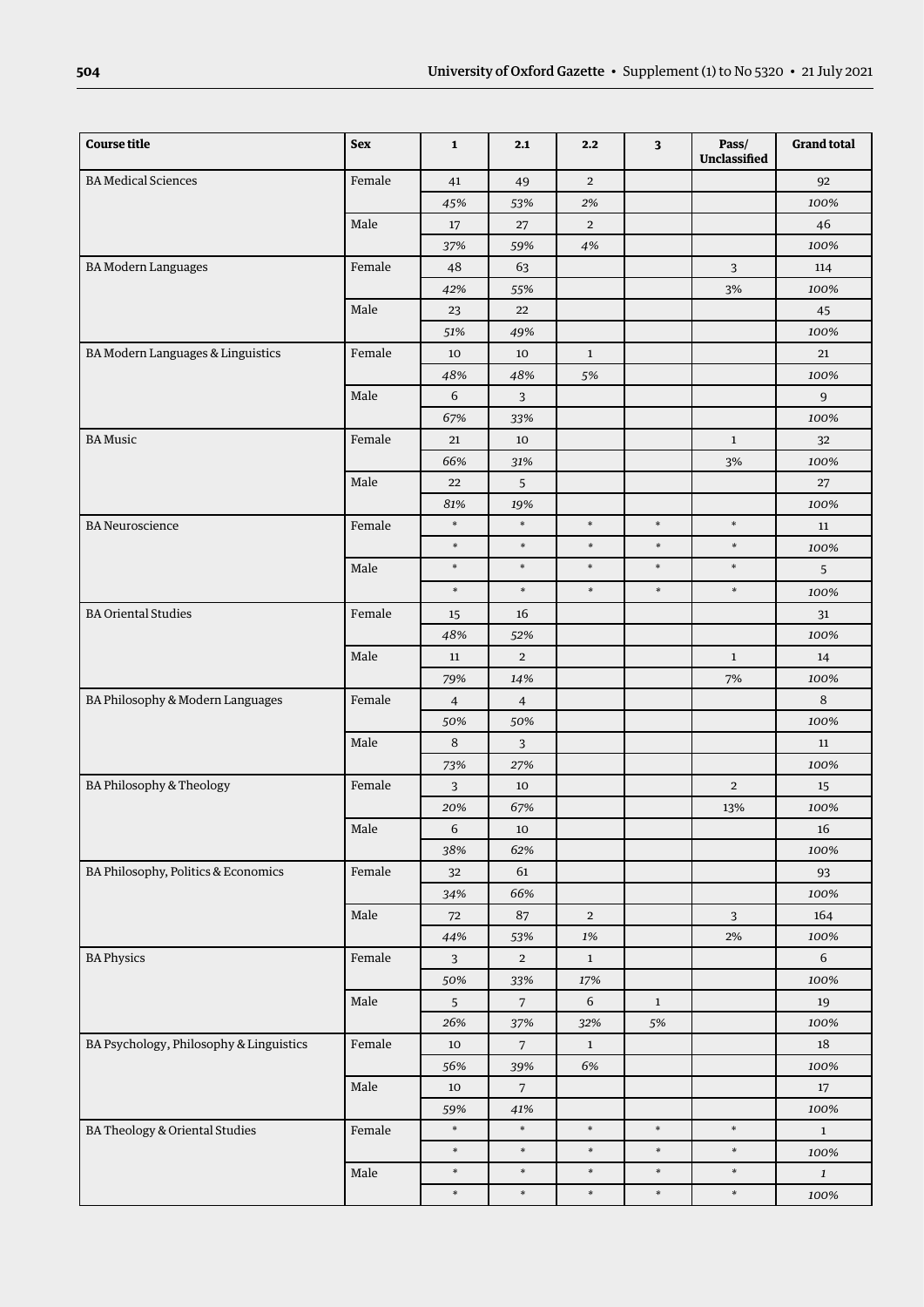| Course title | Sex | 1 | 2.1 | 2.2 | 3 | Pass/ Unclassified | Grand total |
|---|---|---|---|---|---|---|---|
| BA Medical Sciences | Female | 41 | 49 | 2 | | | 92 |
| | | *45%* | *53%* | *2%* | | | *100%* |
| | Male | 17 | 27 | 2 | | | 46 |
| | | *37%* | *59%* | *4%* | | | *100%* |
| BA Modern Languages | Female | 48 | 63 | | | 3 | 114 |
| | | *42%* | *55%* | | | 3% | *100%* |
| | Male | 23 | 22 | | | | 45 |
| | | *51%* | *49%* | | | | *100%* |
| BA Modern Languages & Linguistics | Female | 10 | 10 | 1 | | | 21 |
| | | *48%* | *48%* | *5%* | | | *100%* |
| | Male | 6 | 3 | | | | 9 |
| | | *67%* | *33%* | | | | *100%* |
| BA Music | Female | 21 | 10 | | | 1 | 32 |
| | | *66%* | *31%* | | | 3% | *100%* |
| | Male | 22 | 5 | | | | 27 |
| | | *81%* | *19%* | | | | *100%* |
| BA Neuroscience | Female | * | * | * | * | * | 11 |
| | | * | * | * | * | * | *100%* |
| | Male | * | * | * | * | * | 5 |
| | | * | * | * | * | * | *100%* |
| BA Oriental Studies | Female | 15 | 16 | | | | 31 |
| | | *48%* | *52%* | | | | *100%* |
| | Male | 11 | 2 | | | 1 | 14 |
| | | *79%* | *14%* | | | 7% | *100%* |
| BA Philosophy & Modern Languages | Female | 4 | 4 | | | | 8 |
| | | *50%* | *50%* | | | | *100%* |
| | Male | 8 | 3 | | | | 11 |
| | | *73%* | *27%* | | | | *100%* |
| BA Philosophy & Theology | Female | 3 | 10 | | | 2 | 15 |
| | | *20%* | *67%* | | | 13% | *100%* |
| | Male | 6 | 10 | | | | 16 |
| | | *38%* | *62%* | | | | *100%* |
| BA Philosophy, Politics & Economics | Female | 32 | 61 | | | | 93 |
| | | *34%* | *66%* | | | | *100%* |
| | Male | 72 | 87 | 2 | | 3 | 164 |
| | | *44%* | *53%* | *1%* | | 2% | *100%* |
| BA Physics | Female | 3 | 2 | 1 | | | 6 |
| | | *50%* | *33%* | *17%* | | | *100%* |
| | Male | 5 | 7 | 6 | 1 | | 19 |
| | | *26%* | *37%* | *32%* | *5%* | | *100%* |
| BA Psychology, Philosophy & Linguistics | Female | 10 | 7 | 1 | | | 18 |
| | | *56%* | *39%* | *6%* | | | *100%* |
| | Male | 10 | 7 | | | | 17 |
| | | *59%* | *41%* | | | | *100%* |
| BA Theology & Oriental Studies | Female | * | * | * | * | * | 1 |
| | | * | * | * | * | * | *100%* |
| | Male | * | * | * | * | * | *1* |
| | | * | * | * | * | * | *100%* |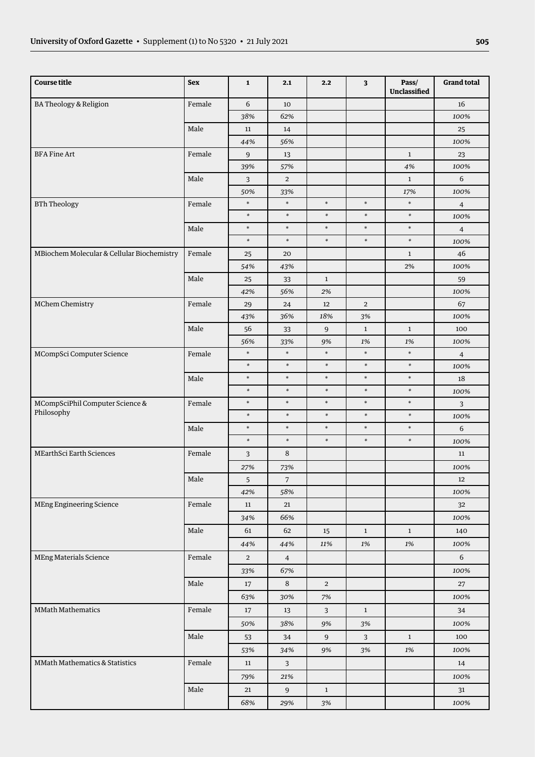| Course title | Sex | 1 | 2.1 | 2.2 | 3 | Pass/ Unclassified | Grand total |
|---|---|---|---|---|---|---|---|
| BA Theology & Religion | Female | 6 | 10 | | | | 16 |
| | | *38%* | *62%* | | | | *100%* |
| | Male | 11 | 14 | | | | 25 |
| | | *44%* | *56%* | | | | *100%* |
| BFA Fine Art | Female | 9 | 13 | | | 1 | 23 |
| | | *39%* | *57%* | | | *4%* | *100%* |
| | Male | 3 | 2 | | | 1 | 6 |
| | | *50%* | *33%* | | | *17%* | *100%* |
| BTh Theology | Female | * | * | * | * | * | 4 |
| | | * | * | * | * | * | *100%* |
| | Male | * | * | * | * | * | 4 |
| | | * | * | * | * | * | *100%* |
| MBiochem Molecular & Cellular Biochemistry | Female | 25 | 20 | | | 1 | 46 |
| | | *54%* | *43%* | | | *2%* | *100%* |
| | Male | 25 | 33 | 1 | | | 59 |
| | | *42%* | *56%* | *2%* | | | *100%* |
| MChem Chemistry | Female | 29 | 24 | 12 | 2 | | 67 |
| | | *43%* | *36%* | *18%* | *3%* | | *100%* |
| | Male | 56 | 33 | 9 | 1 | 1 | 100 |
| | | *56%* | *33%* | *9%* | *1%* | *1%* | *100%* |
| MCompSci Computer Science | Female | * | * | * | * | * | 4 |
| | | * | * | * | * | * | *100%* |
| | Male | * | * | * | * | * | 18 |
| | | * | * | * | * | * | *100%* |
| MCompSciPhil Computer Science & Philosophy | Female | * | * | * | * | * | 3 |
| | | * | * | * | * | * | *100%* |
| | Male | * | * | * | * | * | 6 |
| | | * | * | * | * | * | *100%* |
| MEarthSci Earth Sciences | Female | 3 | 8 | | | | 11 |
| | | *27%* | *73%* | | | | *100%* |
| | Male | 5 | 7 | | | | 12 |
| | | *42%* | *58%* | | | | *100%* |
| MEng Engineering Science | Female | 11 | 21 | | | | 32 |
| | | *34%* | *66%* | | | | *100%* |
| | Male | 61 | 62 | 15 | 1 | 1 | 140 |
| | | *44%* | *44%* | *11%* | *1%* | *1%* | *100%* |
| MEng Materials Science | Female | 2 | 4 | | | | 6 |
| | | *33%* | *67%* | | | | *100%* |
| | Male | 17 | 8 | 2 | | | 27 |
| | | *63%* | *30%* | *7%* | | | *100%* |
| MMath Mathematics | Female | 17 | 13 | 3 | 1 | | 34 |
| | | *50%* | *38%* | *9%* | *3%* | | *100%* |
| | Male | 53 | 34 | 9 | 3 | 1 | 100 |
| | | *53%* | *34%* | *9%* | *3%* | *1%* | *100%* |
| MMath Mathematics & Statistics | Female | 11 | 3 | | | | 14 |
| | | *79%* | *21%* | | | | *100%* |
| | Male | 21 | 9 | 1 | | | 31 |
| | | *68%* | *29%* | *3%* | | | *100%* |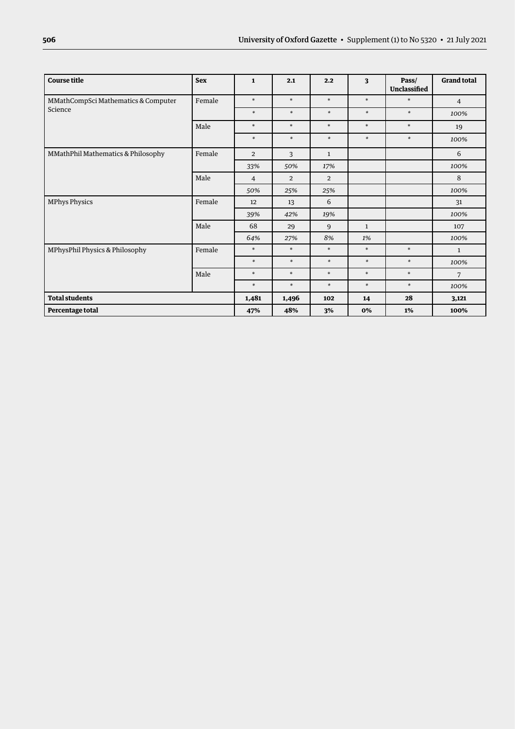| Course title | Sex | 1 | 2.1 | 2.2 | 3 | Pass/ Unclassified | Grand total |
|---|---|---|---|---|---|---|---|
| MMathCompSci Mathematics & Computer Science | Female | * | * | * | * | * | 4 |
| | | * | * | * | * | * | *100%* |
| | Male | * | * | * | * | * | 19 |
| | | * | * | * | * | * | *100%* |
| MMathPhil Mathematics & Philosophy | Female | 2 | 3 | 1 | | | 6 |
| | | *33%* | *50%* | *17%* | | | *100%* |
| | Male | 4 | 2 | 2 | | | 8 |
| | | *50%* | *25%* | *25%* | | | *100%* |
| MPhys Physics | Female | 12 | 13 | 6 | | | 31 |
| | | *39%* | *42%* | *19%* | | | *100%* |
| | Male | 68 | 29 | 9 | 1 | | 107 |
| | | *64%* | *27%* | *8%* | *1%* | | *100%* |
| MPhysPhil Physics & Philosophy | Female | * | * | * | * | * | 1 |
| | | * | * | * | * | * | *100%* |
| | Male | * | * | * | * | * | 7 |
| | | * | * | * | * | * | *100%* |
| **Total students** | | **1,481** | **1,496** | **102** | **14** | **28** | **3,121** |
| **Percentage total** | | **47%** | **48%** | **3%** | **0%** | **1%** | **100%** |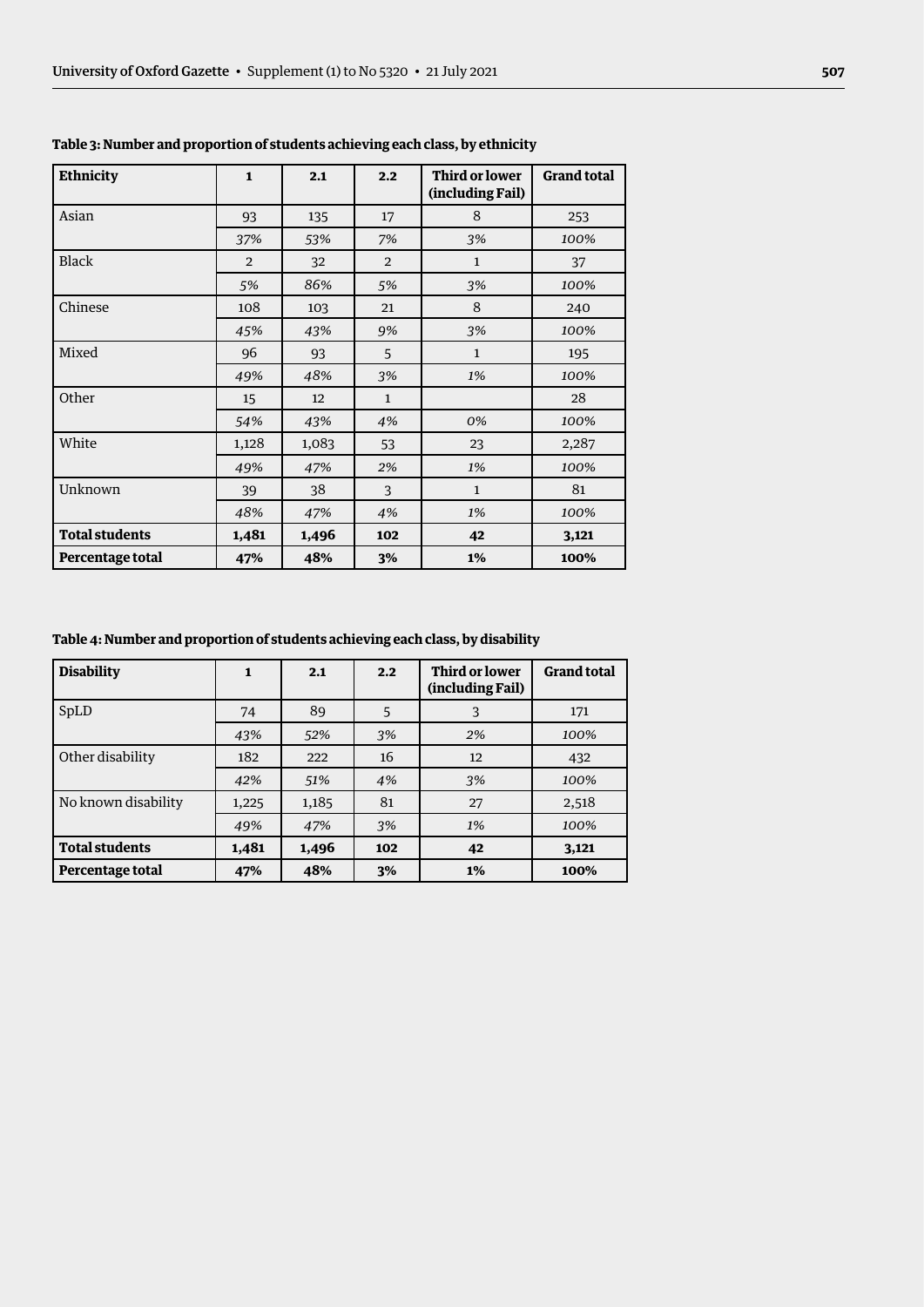**Table 3: Number and proportion of students achieving each class, by ethnicity**

| Ethnicity | 1 | 2.1 | 2.2 | Third or lower (including Fail) | Grand total |
|---|---|---|---|---|---|
| Asian | 93 | 135 | 17 | 8 | 253 |
| | *37%* | *53%* | *7%* | *3%* | *100%* |
| Black | 2 | 32 | 2 | 1 | 37 |
| | *5%* | *86%* | *5%* | *3%* | *100%* |
| Chinese | 108 | 103 | 21 | 8 | 240 |
| | *45%* | *43%* | *9%* | *3%* | *100%* |
| Mixed | 96 | 93 | 5 | 1 | 195 |
| | *49%* | *48%* | *3%* | *1%* | *100%* |
| Other | 15 | 12 | 1 | | 28 |
| | *54%* | *43%* | *4%* | *0%* | *100%* |
| White | 1,128 | 1,083 | 53 | 23 | 2,287 |
| | *49%* | *47%* | *2%* | *1%* | *100%* |
| Unknown | 39 | 38 | 3 | 1 | 81 |
| | *48%* | *47%* | *4%* | *1%* | *100%* |
| **Total students** | **1,481** | **1,496** | **102** | **42** | **3,121** |
| **Percentage total** | **47%** | **48%** | **3%** | **1%** | **100%** |

**Table 4: Number and proportion of students achieving each class, by disability**

| Disability | 1 | 2.1 | 2.2 | Third or lower (including Fail) | Grand total |
|---|---|---|---|---|---|
| SpLD | 74 | 89 | 5 | 3 | 171 |
| | *43%* | *52%* | *3%* | *2%* | *100%* |
| Other disability | 182 | 222 | 16 | 12 | 432 |
| | *42%* | *51%* | *4%* | *3%* | *100%* |
| No known disability | 1,225 | 1,185 | 81 | 27 | 2,518 |
| | *49%* | *47%* | *3%* | *1%* | *100%* |
| **Total students** | **1,481** | **1,496** | **102** | **42** | **3,121** |
| **Percentage total** | **47%** | **48%** | **3%** | **1%** | **100%** |